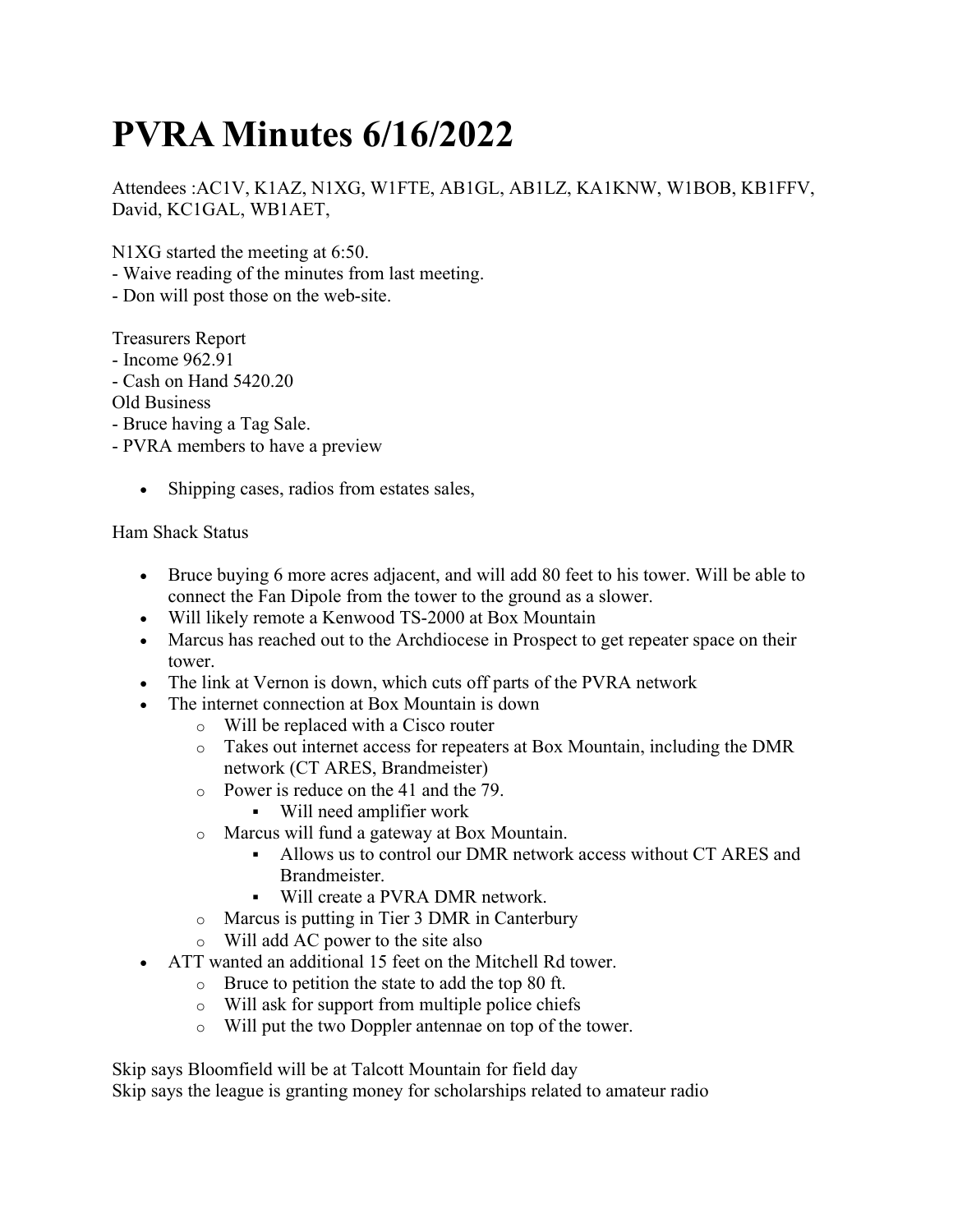# PVRA Minutes 6/16/2022

Attendees :AC1V, K1AZ, N1XG, W1FTE, AB1GL, AB1LZ, KA1KNW, W1BOB, KB1FFV, David, KC1GAL, WB1AET,

N1XG started the meeting at 6:50.
- Waive reading of the minutes from last meeting.
- Don will post those on the web-site.

Treasurers Report
- Income 962.91
- Cash on Hand 5420.20

Old Business
- Bruce having a Tag Sale.
- PVRA members to have a preview

  - Shipping cases, radios from estates sales,

Ham Shack Status

- Bruce buying 6 more acres adjacent, and will add 80 feet to his tower. Will be able to connect the Fan Dipole from the tower to the ground as a slower.
- Will likely remote a Kenwood TS-2000 at Box Mountain
- Marcus has reached out to the Archdiocese in Prospect to get repeater space on their tower.
- The link at Vernon is down, which cuts off parts of the PVRA network
- The internet connection at Box Mountain is down
  - Will be replaced with a Cisco router
  - Takes out internet access for repeaters at Box Mountain, including the DMR network (CT ARES, Brandmeister)
  - Power is reduce on the 41 and the 79.
    - Will need amplifier work
  - Marcus will fund a gateway at Box Mountain.
    - Allows us to control our DMR network access without CT ARES and Brandmeister.
    - Will create a PVRA DMR network.
  - Marcus is putting in Tier 3 DMR in Canterbury
  - Will add AC power to the site also
- ATT wanted an additional 15 feet on the Mitchell Rd tower.
  - Bruce to petition the state to add the top 80 ft.
  - Will ask for support from multiple police chiefs
  - Will put the two Doppler antennae on top of the tower.

Skip says Bloomfield will be at Talcott Mountain for field day
Skip says the league is granting money for scholarships related to amateur radio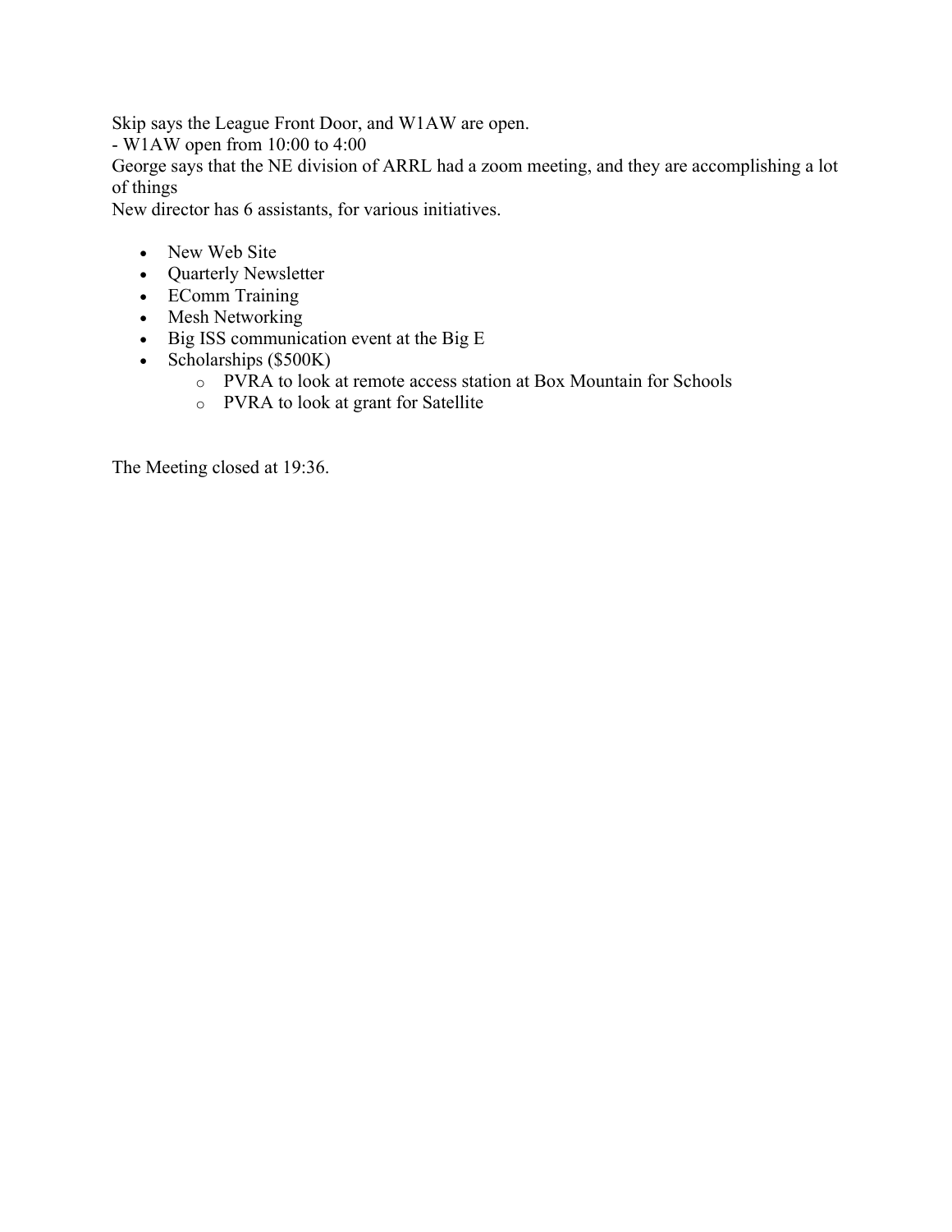Skip says the League Front Door, and W1AW are open.
- W1AW open from 10:00 to 4:00

George says that the NE division of ARRL had a zoom meeting, and they are accomplishing a lot of things
New director has 6 assistants, for various initiatives.

- New Web Site
- Quarterly Newsletter
- EComm Training
- Mesh Networking
- Big ISS communication event at the Big E
- Scholarships ($500K)
  - PVRA to look at remote access station at Box Mountain for Schools
  - PVRA to look at grant for Satellite

The Meeting closed at 19:36.